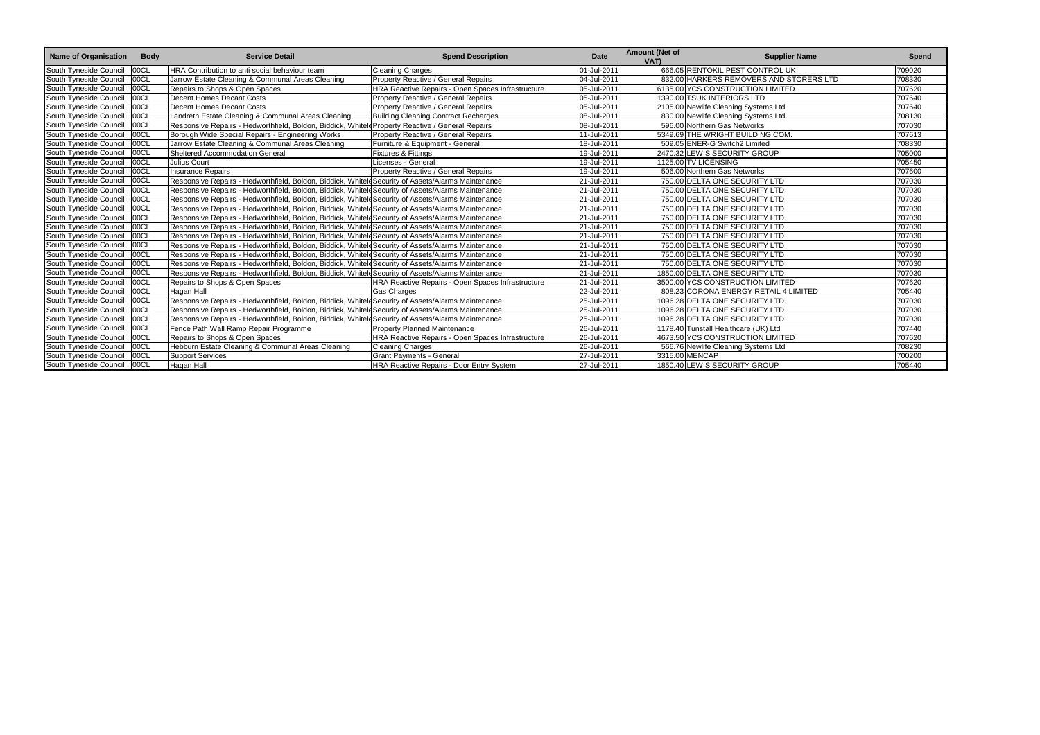| Name of Organisation | Body | Service Detail | Spend Description | Date | Amount (Net of VAT) | Supplier Name | Spend |
|---|---|---|---|---|---|---|---|
| South Tyneside Council | 00CL | HRA Contribution to anti social behaviour team | Cleaning Charges | 01-Jul-2011 | 666.05 | RENTOKIL PEST CONTROL UK | 709020 |
| South Tyneside Council | 00CL | Jarrow Estate Cleaning & Communal Areas Cleaning | Property Reactive / General Repairs | 04-Jul-2011 | 832.00 | HARKERS REMOVERS AND STORERS LTD | 708330 |
| South Tyneside Council | 00CL | Repairs to Shops & Open Spaces | HRA Reactive Repairs - Open Spaces Infrastructure | 05-Jul-2011 | 6135.00 | YCS CONSTRUCTION LIMITED | 707620 |
| South Tyneside Council | 00CL | Decent Homes Decant Costs | Property Reactive / General Repairs | 05-Jul-2011 | 1390.00 | TSUK INTERIORS LTD | 707640 |
| South Tyneside Council | 00CL | Decent Homes Decant Costs | Property Reactive / General Repairs | 05-Jul-2011 | 2105.00 | Newlife Cleaning Systems Ltd | 707640 |
| South Tyneside Council | 00CL | Landreth Estate Cleaning & Communal Areas Cleaning | Building Cleaning Contract Recharges | 08-Jul-2011 | 830.00 | Newlife Cleaning Systems Ltd | 708130 |
| South Tyneside Council | 00CL | Responsive Repairs - Hedworthfield, Boldon, Biddick, Whitele | Property Reactive / General Repairs | 08-Jul-2011 | 596.00 | Northern Gas Networks | 707030 |
| South Tyneside Council | 00CL | Borough Wide Special Repairs - Engineering Works | Property Reactive / General Repairs | 11-Jul-2011 | 5349.69 | THE WRIGHT BUILDING COM. | 707613 |
| South Tyneside Council | 00CL | Jarrow Estate Cleaning & Communal Areas Cleaning | Furniture & Equipment - General | 18-Jul-2011 | 509.05 | ENER-G Switch2 Limited | 708330 |
| South Tyneside Council | 00CL | Sheltered Accommodation General | Fixtures & Fittings | 19-Jul-2011 | 2470.32 | LEWIS SECURITY GROUP | 705000 |
| South Tyneside Council | 00CL | Julius Court | Licenses - General | 19-Jul-2011 | 1125.00 | TV LICENSING | 705450 |
| South Tyneside Council | 00CL | Insurance Repairs | Property Reactive / General Repairs | 19-Jul-2011 | 506.00 | Northern Gas Networks | 707600 |
| South Tyneside Council | 00CL | Responsive Repairs - Hedworthfield, Boldon, Biddick, Whitele | Security of Assets/Alarms Maintenance | 21-Jul-2011 | 750.00 | DELTA ONE SECURITY LTD | 707030 |
| South Tyneside Council | 00CL | Responsive Repairs - Hedworthfield, Boldon, Biddick, Whitele | Security of Assets/Alarms Maintenance | 21-Jul-2011 | 750.00 | DELTA ONE SECURITY LTD | 707030 |
| South Tyneside Council | 00CL | Responsive Repairs - Hedworthfield, Boldon, Biddick, Whitele | Security of Assets/Alarms Maintenance | 21-Jul-2011 | 750.00 | DELTA ONE SECURITY LTD | 707030 |
| South Tyneside Council | 00CL | Responsive Repairs - Hedworthfield, Boldon, Biddick, Whitele | Security of Assets/Alarms Maintenance | 21-Jul-2011 | 750.00 | DELTA ONE SECURITY LTD | 707030 |
| South Tyneside Council | 00CL | Responsive Repairs - Hedworthfield, Boldon, Biddick, Whitele | Security of Assets/Alarms Maintenance | 21-Jul-2011 | 750.00 | DELTA ONE SECURITY LTD | 707030 |
| South Tyneside Council | 00CL | Responsive Repairs - Hedworthfield, Boldon, Biddick, Whitele | Security of Assets/Alarms Maintenance | 21-Jul-2011 | 750.00 | DELTA ONE SECURITY LTD | 707030 |
| South Tyneside Council | 00CL | Responsive Repairs - Hedworthfield, Boldon, Biddick, Whitele | Security of Assets/Alarms Maintenance | 21-Jul-2011 | 750.00 | DELTA ONE SECURITY LTD | 707030 |
| South Tyneside Council | 00CL | Responsive Repairs - Hedworthfield, Boldon, Biddick, Whitele | Security of Assets/Alarms Maintenance | 21-Jul-2011 | 750.00 | DELTA ONE SECURITY LTD | 707030 |
| South Tyneside Council | 00CL | Responsive Repairs - Hedworthfield, Boldon, Biddick, Whitele | Security of Assets/Alarms Maintenance | 21-Jul-2011 | 750.00 | DELTA ONE SECURITY LTD | 707030 |
| South Tyneside Council | 00CL | Responsive Repairs - Hedworthfield, Boldon, Biddick, Whitele | Security of Assets/Alarms Maintenance | 21-Jul-2011 | 750.00 | DELTA ONE SECURITY LTD | 707030 |
| South Tyneside Council | 00CL | Responsive Repairs - Hedworthfield, Boldon, Biddick, Whitele | Security of Assets/Alarms Maintenance | 21-Jul-2011 | 1850.00 | DELTA ONE SECURITY LTD | 707030 |
| South Tyneside Council | 00CL | Repairs to Shops & Open Spaces | HRA Reactive Repairs - Open Spaces Infrastructure | 21-Jul-2011 | 3500.00 | YCS CONSTRUCTION LIMITED | 707620 |
| South Tyneside Council | 00CL | Hagan Hall | Gas Charges | 22-Jul-2011 | 808.23 | CORONA ENERGY RETAIL 4 LIMITED | 705440 |
| South Tyneside Council | 00CL | Responsive Repairs - Hedworthfield, Boldon, Biddick, Whitele | Security of Assets/Alarms Maintenance | 25-Jul-2011 | 1096.28 | DELTA ONE SECURITY LTD | 707030 |
| South Tyneside Council | 00CL | Responsive Repairs - Hedworthfield, Boldon, Biddick, Whitele | Security of Assets/Alarms Maintenance | 25-Jul-2011 | 1096.28 | DELTA ONE SECURITY LTD | 707030 |
| South Tyneside Council | 00CL | Responsive Repairs - Hedworthfield, Boldon, Biddick, Whitele | Security of Assets/Alarms Maintenance | 25-Jul-2011 | 1096.28 | DELTA ONE SECURITY LTD | 707030 |
| South Tyneside Council | 00CL | Fence Path Wall Ramp Repair Programme | Property Planned Maintenance | 26-Jul-2011 | 1178.40 | Tunstall Healthcare (UK) Ltd | 707440 |
| South Tyneside Council | 00CL | Repairs to Shops & Open Spaces | HRA Reactive Repairs - Open Spaces Infrastructure | 26-Jul-2011 | 4673.50 | YCS CONSTRUCTION LIMITED | 707620 |
| South Tyneside Council | 00CL | Hebburn Estate Cleaning & Communal Areas Cleaning | Cleaning Charges | 26-Jul-2011 | 566.76 | Newlife Cleaning Systems Ltd | 708230 |
| South Tyneside Council | 00CL | Support Services | Grant Payments - General | 27-Jul-2011 | 3315.00 | MENCAP | 700200 |
| South Tyneside Council | 00CL | Hagan Hall | HRA Reactive Repairs - Door Entry System | 27-Jul-2011 | 1850.40 | LEWIS SECURITY GROUP | 705440 |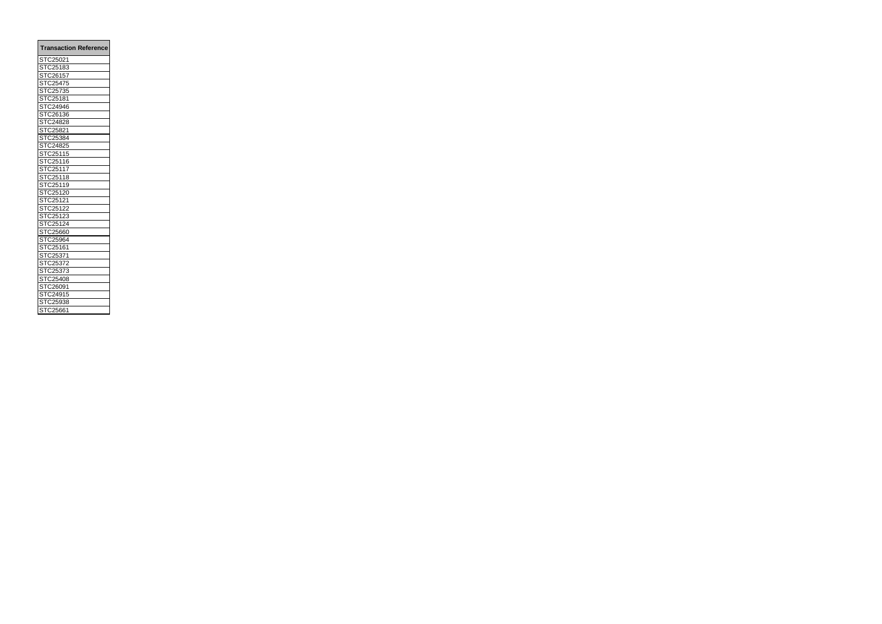| Transaction Reference |
|---|
| STC25021 |
| STC25183 |
| STC26157 |
| STC25475 |
| STC25735 |
| STC25181 |
| STC24946 |
| STC26136 |
| STC24828 |
| STC25821 |
| STC25384 |
| STC24825 |
| STC25115 |
| STC25116 |
| STC25117 |
| STC25118 |
| STC25119 |
| STC25120 |
| STC25121 |
| STC25122 |
| STC25123 |
| STC25124 |
| STC25660 |
| STC25964 |
| STC25161 |
| STC25371 |
| STC25372 |
| STC25373 |
| STC25408 |
| STC26091 |
| STC24915 |
| STC25938 |
| STC25661 |